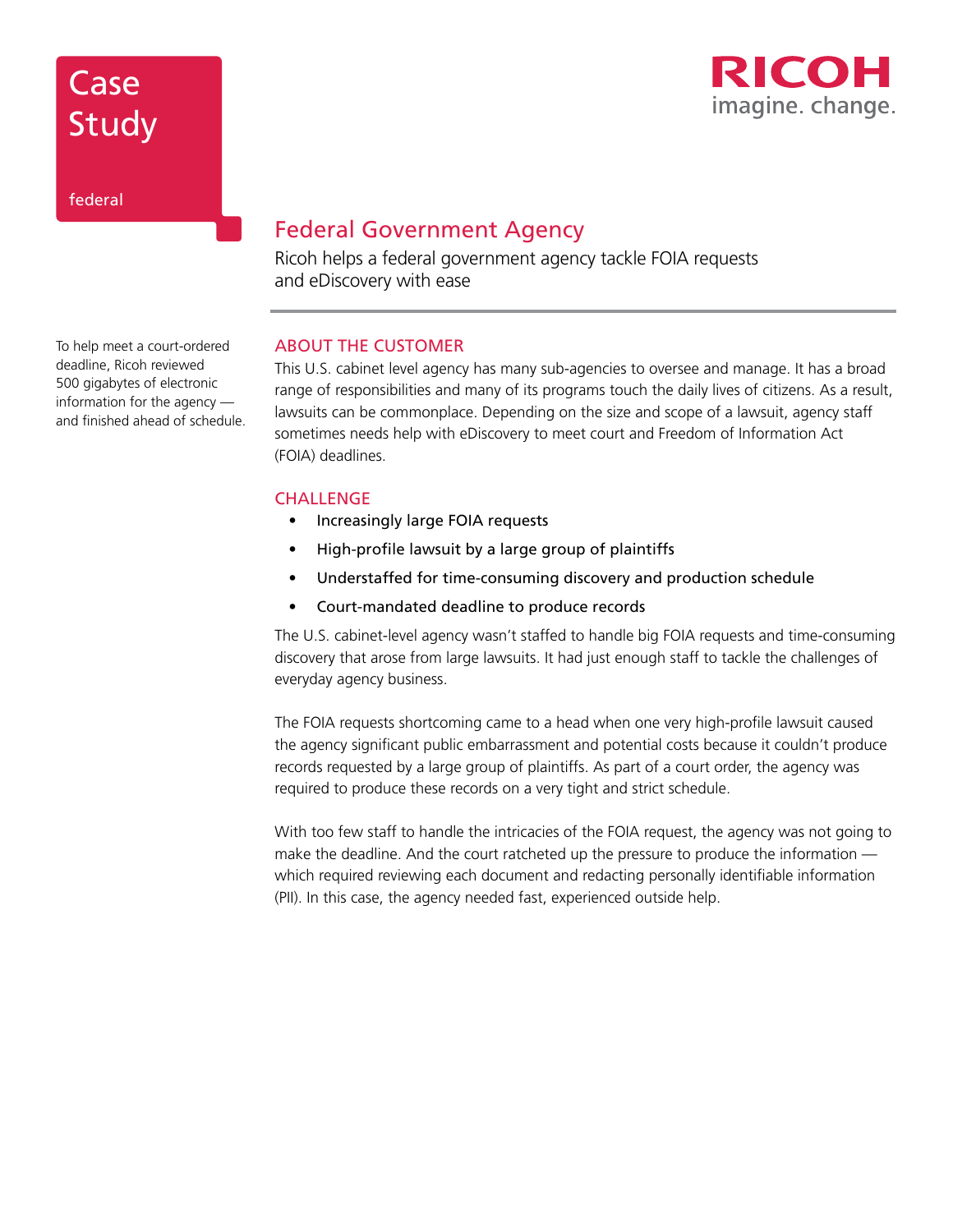# Case Study

federal

RICOH imagine. change.

## Federal Government Agency

Ricoh helps a federal government agency tackle FOIA requests and eDiscovery with ease

To help meet a court-ordered deadline, Ricoh reviewed 500 gigabytes of electronic information for the agency — and finished ahead of schedule.

### ABOUT THE CUSTOMER

This U.S. cabinet level agency has many sub-agencies to oversee and manage. It has a broad range of responsibilities and many of its programs touch the daily lives of citizens. As a result, lawsuits can be commonplace. Depending on the size and scope of a lawsuit, agency staff sometimes needs help with eDiscovery to meet court and Freedom of Information Act (FOIA) deadlines.

### CHALLENGE

- Increasingly large FOIA requests
- High-profile lawsuit by a large group of plaintiffs
- Understaffed for time-consuming discovery and production schedule
- Court-mandated deadline to produce records

The U.S. cabinet-level agency wasn't staffed to handle big FOIA requests and time-consuming discovery that arose from large lawsuits. It had just enough staff to tackle the challenges of everyday agency business.

The FOIA requests shortcoming came to a head when one very high-profile lawsuit caused the agency significant public embarrassment and potential costs because it couldn't produce records requested by a large group of plaintiffs. As part of a court order, the agency was required to produce these records on a very tight and strict schedule.

With too few staff to handle the intricacies of the FOIA request, the agency was not going to make the deadline. And the court ratcheted up the pressure to produce the information — which required reviewing each document and redacting personally identifiable information (PII). In this case, the agency needed fast, experienced outside help.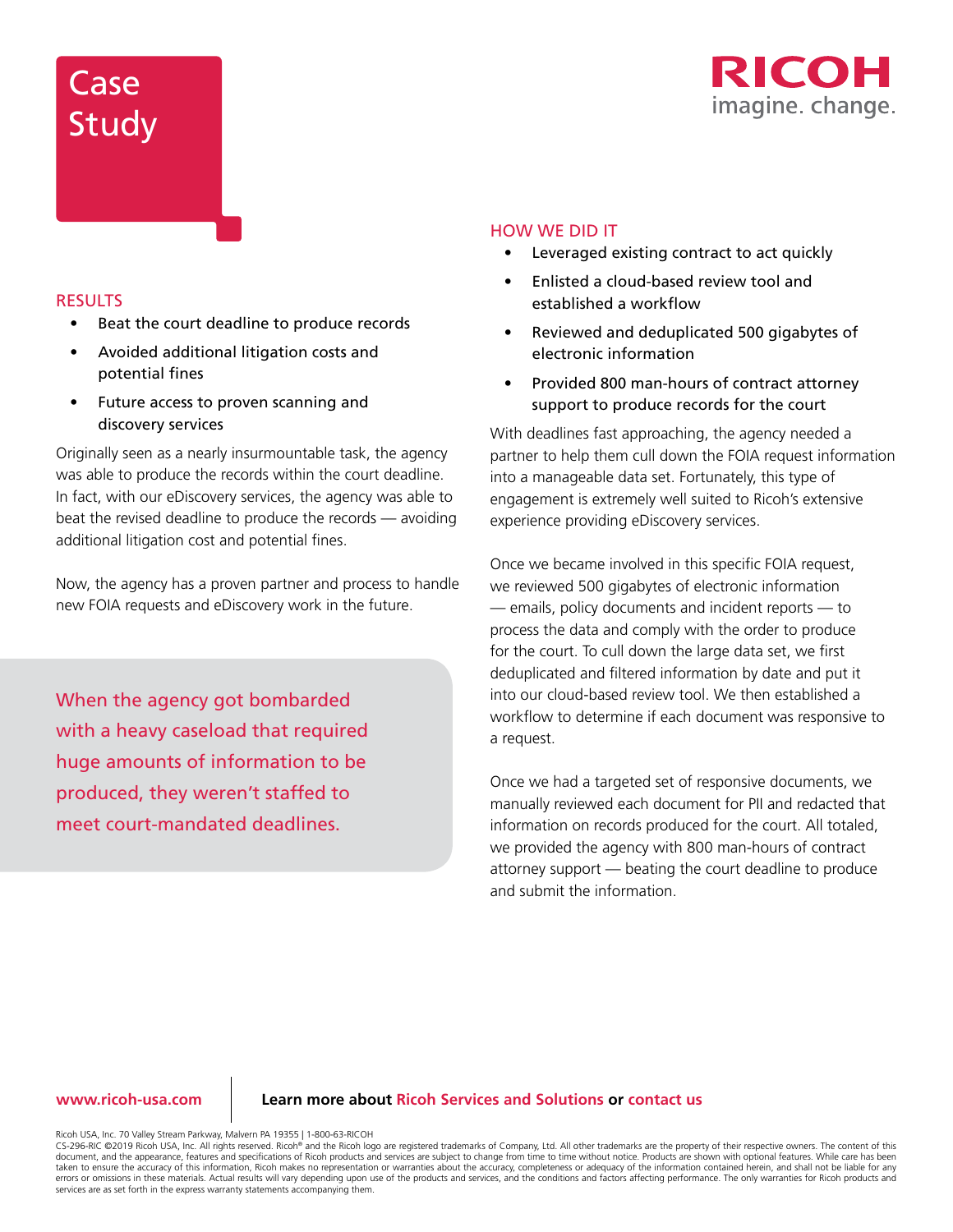# Case Study

RICOH
imagine. change.

## RESULTS

- Beat the court deadline to produce records
- Avoided additional litigation costs and potential fines
- Future access to proven scanning and discovery services

Originally seen as a nearly insurmountable task, the agency was able to produce the records within the court deadline. In fact, with our eDiscovery services, the agency was able to beat the revised deadline to produce the records — avoiding additional litigation cost and potential fines.

Now, the agency has a proven partner and process to handle new FOIA requests and eDiscovery work in the future.

When the agency got bombarded with a heavy caseload that required huge amounts of information to be produced, they weren't staffed to meet court-mandated deadlines.

## HOW WE DID IT

- Leveraged existing contract to act quickly
- Enlisted a cloud-based review tool and established a workflow
- Reviewed and deduplicated 500 gigabytes of electronic information
- Provided 800 man-hours of contract attorney support to produce records for the court

With deadlines fast approaching, the agency needed a partner to help them cull down the FOIA request information into a manageable data set. Fortunately, this type of engagement is extremely well suited to Ricoh's extensive experience providing eDiscovery services.

Once we became involved in this specific FOIA request, we reviewed 500 gigabytes of electronic information — emails, policy documents and incident reports — to process the data and comply with the order to produce for the court. To cull down the large data set, we first deduplicated and filtered information by date and put it into our cloud-based review tool. We then established a workflow to determine if each document was responsive to a request.

Once we had a targeted set of responsive documents, we manually reviewed each document for PII and redacted that information on records produced for the court. All totaled, we provided the agency with 800 man-hours of contract attorney support — beating the court deadline to produce and submit the information.

**www.ricoh-usa.com** | **Learn more about Ricoh Services and Solutions or contact us**

Ricoh USA, Inc. 70 Valley Stream Parkway, Malvern PA 19355 | 1-800-63-RICOH
CS-296-RIC ©2019 Ricoh USA, Inc. All rights reserved. Ricoh® and the Ricoh logo are registered trademarks of Company, Ltd. All other trademarks are the property of their respective owners. The content of this document, and the appearance, features and specifications of Ricoh products and services are subject to change from time to time without notice. Products are shown with optional features. While care has been taken to ensure the accuracy of this information, Ricoh makes no representation or warranties about the accuracy, completeness or adequacy of the information contained herein, and shall not be liable for any errors or omissions in these materials. Actual results will vary depending upon use of the products and services, and the conditions and factors affecting performance. The only warranties for Ricoh products and services are as set forth in the express warranty statements accompanying them.